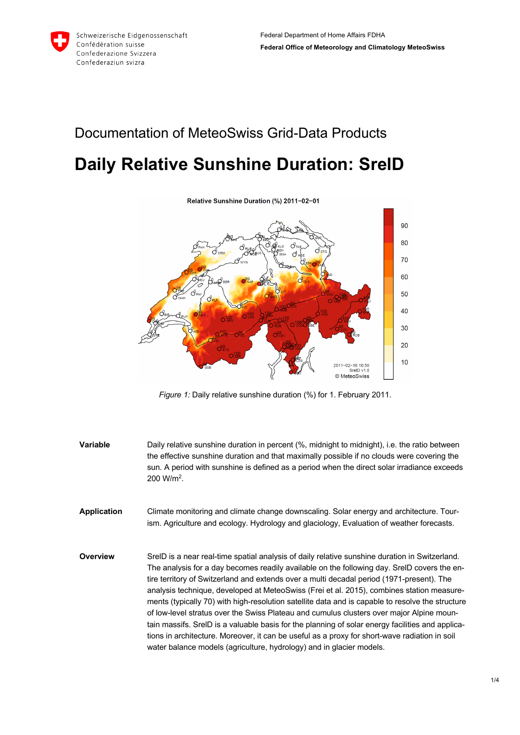Schweizerische Eidgenossenschaft
Confédération suisse
Confederazione Svizzera
Confederaziun svizra

Federal Department of Home Affairs FDHA
**Federal Office of Meteorology and Climatology MeteoSwiss**

# Documentation of MeteoSwiss Grid-Data Products

# Daily Relative Sunshine Duration: SrelD

*Figure 1:* Daily relative sunshine duration (%) for 1. February 2011.

**Variable**

Daily relative sunshine duration in percent (%, midnight to midnight), i.e. the ratio between the effective sunshine duration and that maximally possible if no clouds were covering the sun. A period with sunshine is defined as a period when the direct solar irradiance exceeds 200 $W/m^2$.

**Application**

Climate monitoring and climate change downscaling. Solar energy and architecture. Tourism. Agriculture and ecology. Hydrology and glaciology, Evaluation of weather forecasts.

**Overview**

SrelD is a near real-time spatial analysis of daily relative sunshine duration in Switzerland. The analysis for a day becomes readily available on the following day. SrelD covers the entire territory of Switzerland and extends over a multi decadal period (1971-present). The analysis technique, developed at MeteoSwiss (Frei et al. 2015), combines station measurements (typically 70) with high-resolution satellite data and is capable to resolve the structure of low-level stratus over the Swiss Plateau and cumulus clusters over major Alpine mountain massifs. SrelD is a valuable basis for the planning of solar energy facilities and applications in architecture. Moreover, it can be useful as a proxy for short-wave radiation in soil water balance models (agriculture, hydrology) and in glacier models.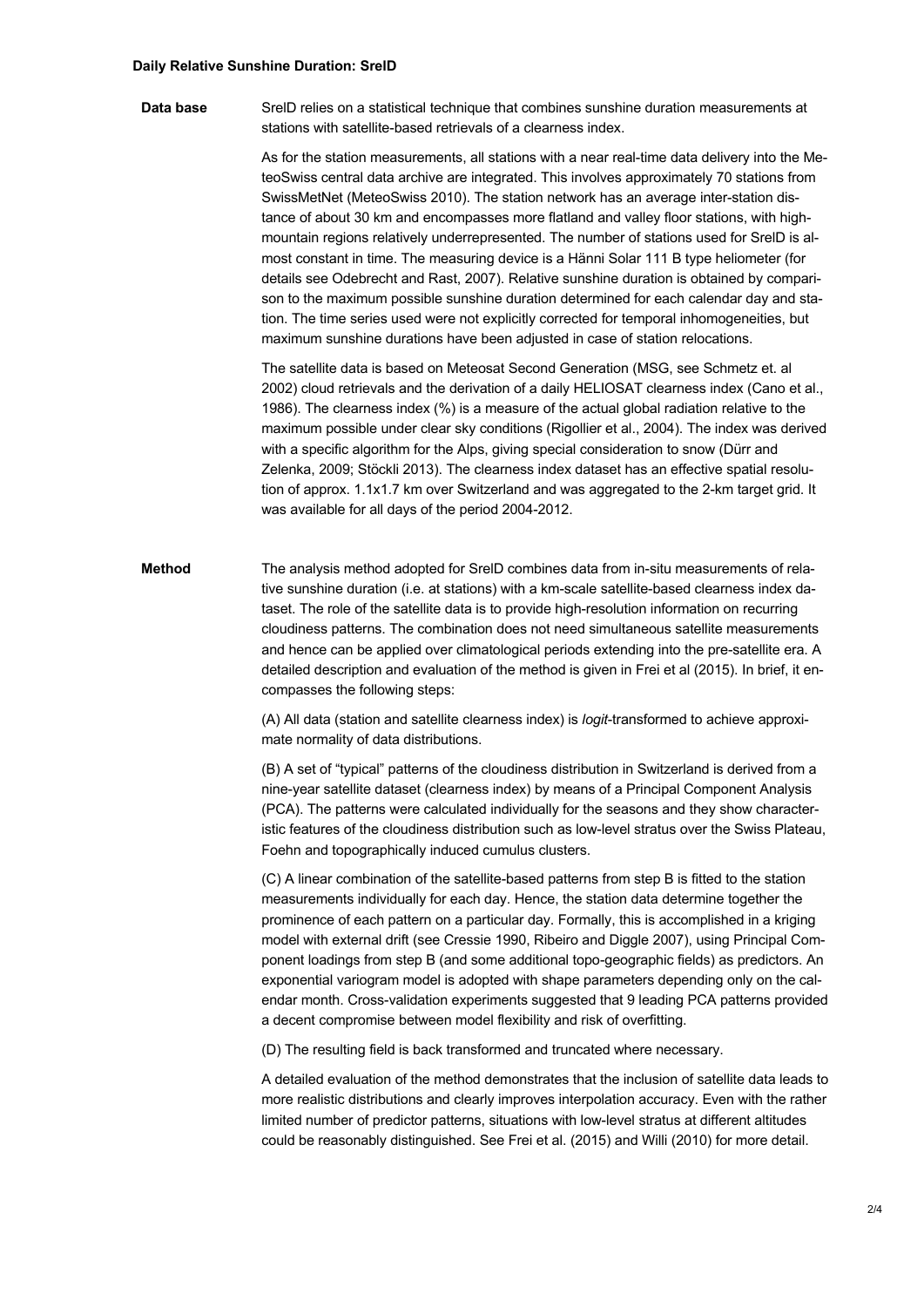### Daily Relative Sunshine Duration: SrelD

**Data base**

SrelD relies on a statistical technique that combines sunshine duration measurements at stations with satellite-based retrievals of a clearness index.

As for the station measurements, all stations with a near real-time data delivery into the MeteoSwiss central data archive are integrated. This involves approximately 70 stations from SwissMetNet (MeteoSwiss 2010). The station network has an average inter-station distance of about 30 km and encompasses more flatland and valley floor stations, with high-mountain regions relatively underrepresented. The number of stations used for SrelD is almost constant in time. The measuring device is a Hänni Solar 111 B type heliometer (for details see Odebrecht and Rast, 2007). Relative sunshine duration is obtained by comparison to the maximum possible sunshine duration determined for each calendar day and station. The time series used were not explicitly corrected for temporal inhomogeneities, but maximum sunshine durations have been adjusted in case of station relocations.

The satellite data is based on Meteosat Second Generation (MSG, see Schmetz et. al 2002) cloud retrievals and the derivation of a daily HELIOSAT clearness index (Cano et al., 1986). The clearness index (%) is a measure of the actual global radiation relative to the maximum possible under clear sky conditions (Rigollier et al., 2004). The index was derived with a specific algorithm for the Alps, giving special consideration to snow (Dürr and Zelenka, 2009; Stöckli 2013). The clearness index dataset has an effective spatial resolution of approx. 1.1x1.7 km over Switzerland and was aggregated to the 2-km target grid. It was available for all days of the period 2004-2012.

**Method**

The analysis method adopted for SrelD combines data from in-situ measurements of relative sunshine duration (i.e. at stations) with a km-scale satellite-based clearness index dataset. The role of the satellite data is to provide high-resolution information on recurring cloudiness patterns. The combination does not need simultaneous satellite measurements and hence can be applied over climatological periods extending into the pre-satellite era. A detailed description and evaluation of the method is given in Frei et al (2015). In brief, it encompasses the following steps:

(A) All data (station and satellite clearness index) is *logit*-transformed to achieve approximate normality of data distributions.

(B) A set of "typical" patterns of the cloudiness distribution in Switzerland is derived from a nine-year satellite dataset (clearness index) by means of a Principal Component Analysis (PCA). The patterns were calculated individually for the seasons and they show characteristic features of the cloudiness distribution such as low-level stratus over the Swiss Plateau, Foehn and topographically induced cumulus clusters.

(C) A linear combination of the satellite-based patterns from step B is fitted to the station measurements individually for each day. Hence, the station data determine together the prominence of each pattern on a particular day. Formally, this is accomplished in a kriging model with external drift (see Cressie 1990, Ribeiro and Diggle 2007), using Principal Component loadings from step B (and some additional topo-geographic fields) as predictors. An exponential variogram model is adopted with shape parameters depending only on the calendar month. Cross-validation experiments suggested that 9 leading PCA patterns provided a decent compromise between model flexibility and risk of overfitting.

(D) The resulting field is back transformed and truncated where necessary.

A detailed evaluation of the method demonstrates that the inclusion of satellite data leads to more realistic distributions and clearly improves interpolation accuracy. Even with the rather limited number of predictor patterns, situations with low-level stratus at different altitudes could be reasonably distinguished. See Frei et al. (2015) and Willi (2010) for more detail.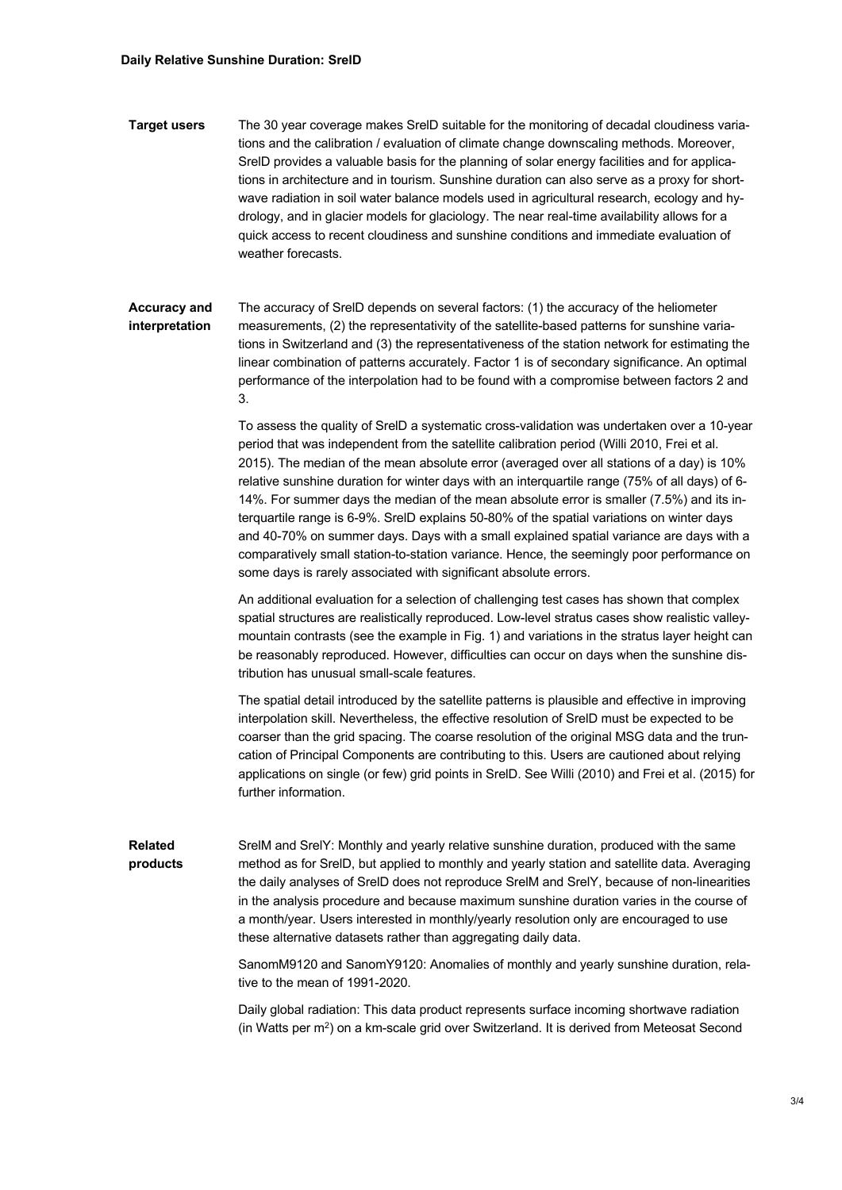**Target users**

The 30 year coverage makes SrelD suitable for the monitoring of decadal cloudiness variations and the calibration / evaluation of climate change downscaling methods. Moreover, SrelD provides a valuable basis for the planning of solar energy facilities and for applications in architecture and in tourism. Sunshine duration can also serve as a proxy for shortwave radiation in soil water balance models used in agricultural research, ecology and hydrology, and in glacier models for glaciology. The near real-time availability allows for a quick access to recent cloudiness and sunshine conditions and immediate evaluation of weather forecasts.

**Accuracy and interpretation**

The accuracy of SrelD depends on several factors: (1) the accuracy of the heliometer measurements, (2) the representativity of the satellite-based patterns for sunshine variations in Switzerland and (3) the representativeness of the station network for estimating the linear combination of patterns accurately. Factor 1 is of secondary significance. An optimal performance of the interpolation had to be found with a compromise between factors 2 and 3.

To assess the quality of SrelD a systematic cross-validation was undertaken over a 10-year period that was independent from the satellite calibration period (Willi 2010, Frei et al. 2015). The median of the mean absolute error (averaged over all stations of a day) is 10% relative sunshine duration for winter days with an interquartile range (75% of all days) of 6-14%. For summer days the median of the mean absolute error is smaller (7.5%) and its interquartile range is 6-9%. SrelD explains 50-80% of the spatial variations on winter days and 40-70% on summer days. Days with a small explained spatial variance are days with a comparatively small station-to-station variance. Hence, the seemingly poor performance on some days is rarely associated with significant absolute errors.

An additional evaluation for a selection of challenging test cases has shown that complex spatial structures are realistically reproduced. Low-level stratus cases show realistic valley-mountain contrasts (see the example in Fig. 1) and variations in the stratus layer height can be reasonably reproduced. However, difficulties can occur on days when the sunshine distribution has unusual small-scale features.

The spatial detail introduced by the satellite patterns is plausible and effective in improving interpolation skill. Nevertheless, the effective resolution of SrelD must be expected to be coarser than the grid spacing. The coarse resolution of the original MSG data and the truncation of Principal Components are contributing to this. Users are cautioned about relying applications on single (or few) grid points in SrelD. See Willi (2010) and Frei et al. (2015) for further information.

**Related products**

SrelM and SrelY: Monthly and yearly relative sunshine duration, produced with the same method as for SrelD, but applied to monthly and yearly station and satellite data. Averaging the daily analyses of SrelD does not reproduce SrelM and SrelY, because of non-linearities in the analysis procedure and because maximum sunshine duration varies in the course of a month/year. Users interested in monthly/yearly resolution only are encouraged to use these alternative datasets rather than aggregating daily data.

SanomM9120 and SanomY9120: Anomalies of monthly and yearly sunshine duration, relative to the mean of 1991-2020.

Daily global radiation: This data product represents surface incoming shortwave radiation (in Watts per $m^2$) on a km-scale grid over Switzerland. It is derived from Meteosat Second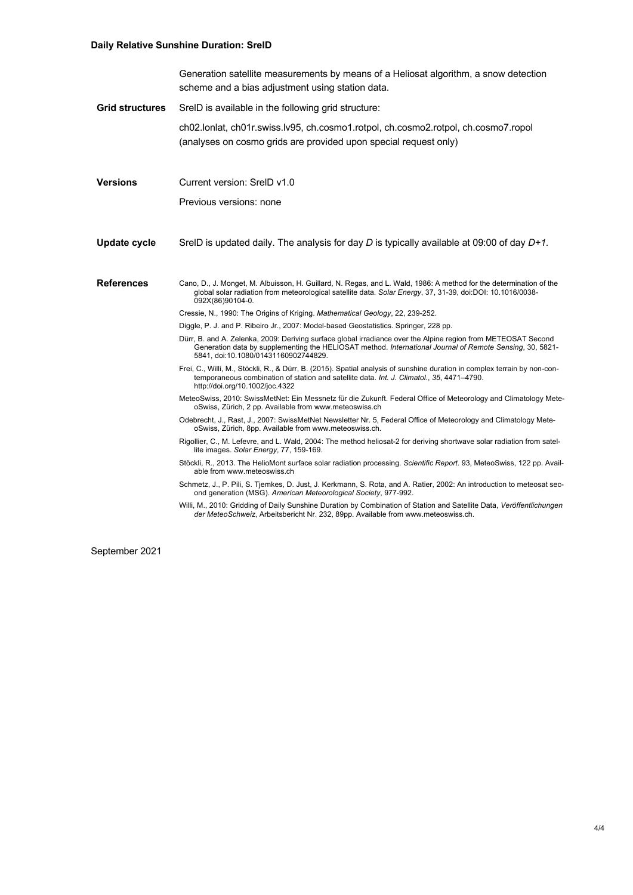**Daily Relative Sunshine Duration: SrelD**

Generation satellite measurements by means of a Heliosat algorithm, a snow detection scheme and a bias adjustment using station data.

**Grid structures**

SrelD is available in the following grid structure:

ch02.lonlat, ch01r.swiss.lv95, ch.cosmo1.rotpol, ch.cosmo2.rotpol, ch.cosmo7.ropol (analyses on cosmo grids are provided upon special request only)

**Versions**

Current version: SrelD v1.0

Previous versions: none

**Update cycle**

SrelD is updated daily. The analysis for day *D* is typically available at 09:00 of day *D+1*.

**References**

Cano, D., J. Monget, M. Albuisson, H. Guillard, N. Regas, and L. Wald, 1986: A method for the determination of the global solar radiation from meteorological satellite data. *Solar Energy*, 37, 31-39, doi:DOI: 10.1016/0038-092X(86)90104-0.

Cressie, N., 1990: The Origins of Kriging. *Mathematical Geology*, 22, 239-252.

Diggle, P. J. and P. Ribeiro Jr., 2007: Model-based Geostatistics. Springer, 228 pp.

Dürr, B. and A. Zelenka, 2009: Deriving surface global irradiance over the Alpine region from METEOSAT Second Generation data by supplementing the HELIOSAT method. *International Journal of Remote Sensing*, 30, 5821-5841, doi:10.1080/01431160902744829.

Frei, C., Willi, M., Stöckli, R., & Dürr, B. (2015). Spatial analysis of sunshine duration in complex terrain by non-contemporaneous combination of station and satellite data. *Int. J. Climatol.*, *35*, 4471–4790. http://doi.org/10.1002/joc.4322

MeteoSwiss, 2010: SwissMetNet: Ein Messnetz für die Zukunft. Federal Office of Meteorology and Climatology MeteoSwiss, Zürich, 2 pp. Available from www.meteoswiss.ch

Odebrecht, J., Rast, J., 2007: SwissMetNet Newsletter Nr. 5, Federal Office of Meteorology and Climatology MeteoSwiss, Zürich, 8pp. Available from www.meteoswiss.ch.

Rigollier, C., M. Lefevre, and L. Wald, 2004: The method heliosat-2 for deriving shortwave solar radiation from satellite images. *Solar Energy*, 77, 159-169.

Stöckli, R., 2013. The HelioMont surface solar radiation processing. *Scientific Report*. 93, MeteoSwiss, 122 pp. Available from www.meteoswiss.ch

Schmetz, J., P. Pili, S. Tjemkes, D. Just, J. Kerkmann, S. Rota, and A. Ratier, 2002: An introduction to meteosat second generation (MSG). *American Meteorological Society*, 977-992.

Willi, M., 2010: Gridding of Daily Sunshine Duration by Combination of Station and Satellite Data, *Veröffentlichungen der MeteoSchweiz*, Arbeitsbericht Nr. 232, 89pp. Available from www.meteoswiss.ch.

September 2021